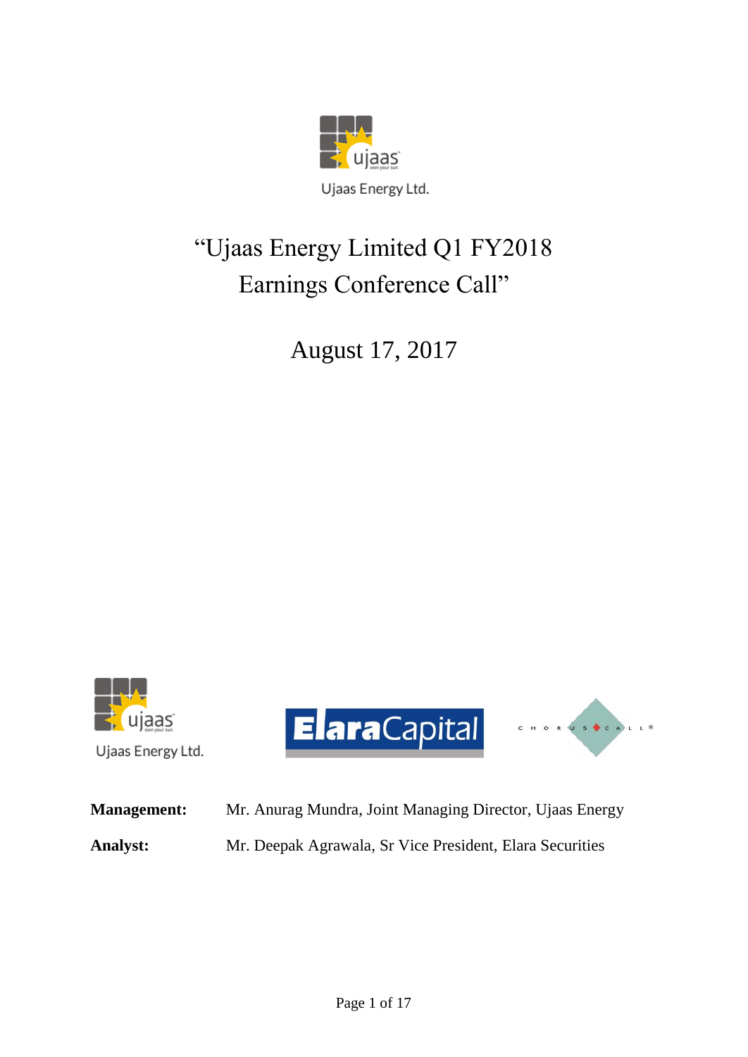Ujaas Energy Ltd.

# "Ujaas Energy Limited Q1 FY2018 Earnings Conference Call"

## August 17, 2017

Ujaas Energy Ltd.

**Management:** Mr. Anurag Mundra, Joint Managing Director, Ujaas Energy

**Analyst:** Mr. Deepak Agrawala, Sr Vice President, Elara Securities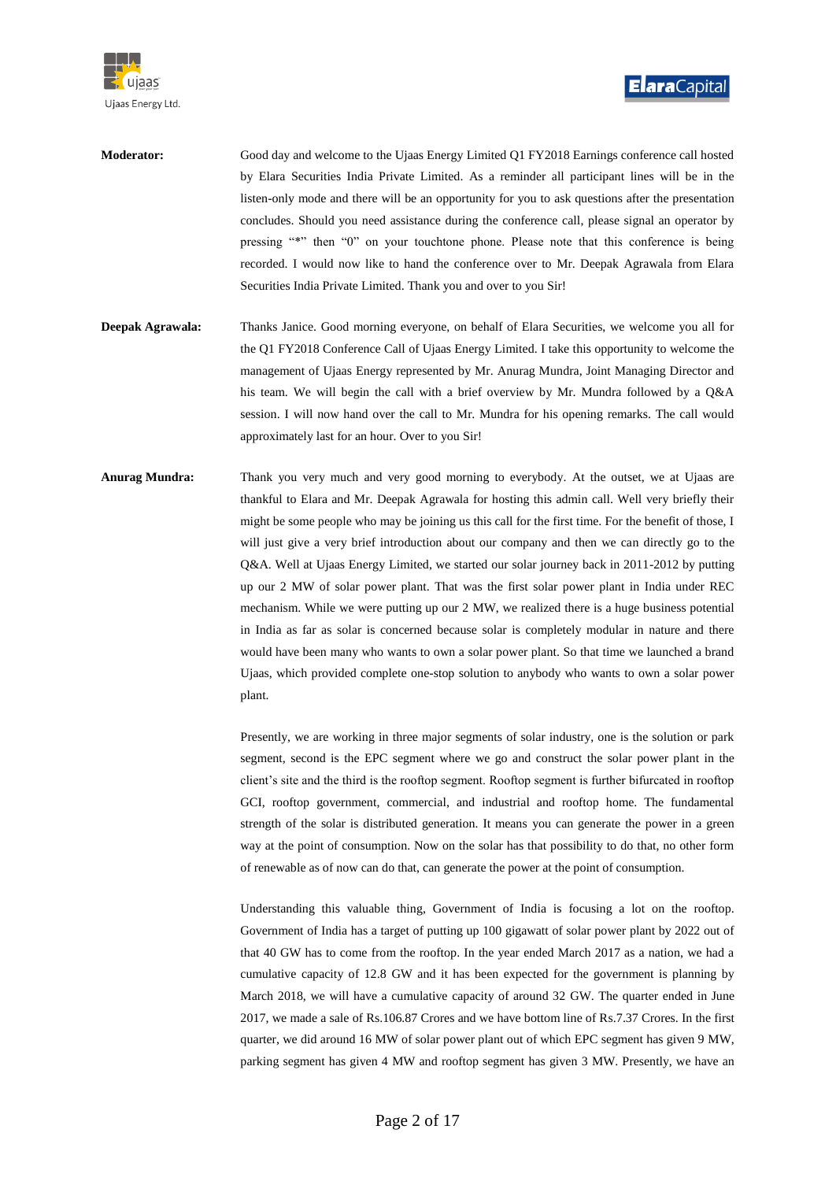**Moderator:** Good day and welcome to the Ujaas Energy Limited Q1 FY2018 Earnings conference call hosted by Elara Securities India Private Limited. As a reminder all participant lines will be in the listen-only mode and there will be an opportunity for you to ask questions after the presentation concludes. Should you need assistance during the conference call, please signal an operator by pressing "*" then "0" on your touchtone phone. Please note that this conference is being recorded. I would now like to hand the conference over to Mr. Deepak Agrawala from Elara Securities India Private Limited. Thank you and over to you Sir!

**Deepak Agrawala:** Thanks Janice. Good morning everyone, on behalf of Elara Securities, we welcome you all for the Q1 FY2018 Conference Call of Ujaas Energy Limited. I take this opportunity to welcome the management of Ujaas Energy represented by Mr. Anurag Mundra, Joint Managing Director and his team. We will begin the call with a brief overview by Mr. Mundra followed by a Q&A session. I will now hand over the call to Mr. Mundra for his opening remarks. The call would approximately last for an hour. Over to you Sir!

**Anurag Mundra:** Thank you very much and very good morning to everybody. At the outset, we at Ujaas are thankful to Elara and Mr. Deepak Agrawala for hosting this admin call. Well very briefly their might be some people who may be joining us this call for the first time. For the benefit of those, I will just give a very brief introduction about our company and then we can directly go to the Q&A. Well at Ujaas Energy Limited, we started our solar journey back in 2011-2012 by putting up our 2 MW of solar power plant. That was the first solar power plant in India under REC mechanism. While we were putting up our 2 MW, we realized there is a huge business potential in India as far as solar is concerned because solar is completely modular in nature and there would have been many who wants to own a solar power plant. So that time we launched a brand Ujaas, which provided complete one-stop solution to anybody who wants to own a solar power plant.

Presently, we are working in three major segments of solar industry, one is the solution or park segment, second is the EPC segment where we go and construct the solar power plant in the client's site and the third is the rooftop segment. Rooftop segment is further bifurcated in rooftop GCI, rooftop government, commercial, and industrial and rooftop home. The fundamental strength of the solar is distributed generation. It means you can generate the power in a green way at the point of consumption. Now on the solar has that possibility to do that, no other form of renewable as of now can do that, can generate the power at the point of consumption.

Understanding this valuable thing, Government of India is focusing a lot on the rooftop. Government of India has a target of putting up 100 gigawatt of solar power plant by 2022 out of that 40 GW has to come from the rooftop. In the year ended March 2017 as a nation, we had a cumulative capacity of 12.8 GW and it has been expected for the government is planning by March 2018, we will have a cumulative capacity of around 32 GW. The quarter ended in June 2017, we made a sale of Rs.106.87 Crores and we have bottom line of Rs.7.37 Crores. In the first quarter, we did around 16 MW of solar power plant out of which EPC segment has given 9 MW, parking segment has given 4 MW and rooftop segment has given 3 MW. Presently, we have an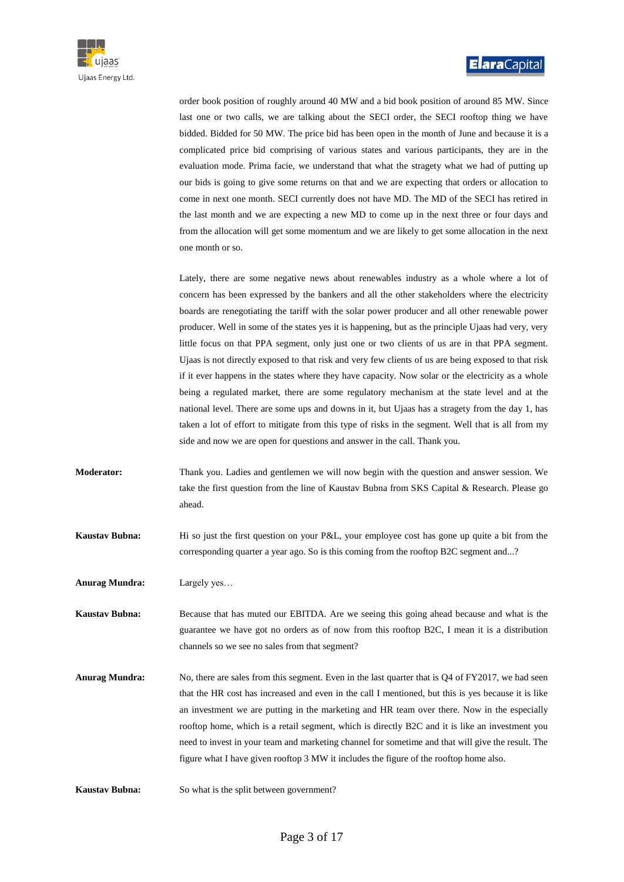order book position of roughly around 40 MW and a bid book position of around 85 MW. Since last one or two calls, we are talking about the SECI order, the SECI rooftop thing we have bidded. Bidded for 50 MW. The price bid has been open in the month of June and because it is a complicated price bid comprising of various states and various participants, they are in the evaluation mode. Prima facie, we understand that what the stragety what we had of putting up our bids is going to give some returns on that and we are expecting that orders or allocation to come in next one month. SECI currently does not have MD. The MD of the SECI has retired in the last month and we are expecting a new MD to come up in the next three or four days and from the allocation will get some momentum and we are likely to get some allocation in the next one month or so.

Lately, there are some negative news about renewables industry as a whole where a lot of concern has been expressed by the bankers and all the other stakeholders where the electricity boards are renegotiating the tariff with the solar power producer and all other renewable power producer. Well in some of the states yes it is happening, but as the principle Ujaas had very, very little focus on that PPA segment, only just one or two clients of us are in that PPA segment. Ujaas is not directly exposed to that risk and very few clients of us are being exposed to that risk if it ever happens in the states where they have capacity. Now solar or the electricity as a whole being a regulated market, there are some regulatory mechanism at the state level and at the national level. There are some ups and downs in it, but Ujaas has a stragety from the day 1, has taken a lot of effort to mitigate from this type of risks in the segment. Well that is all from my side and now we are open for questions and answer in the call. Thank you.

**Moderator:** Thank you. Ladies and gentlemen we will now begin with the question and answer session. We take the first question from the line of Kaustav Bubna from SKS Capital & Research. Please go ahead.

**Kaustav Bubna:** Hi so just the first question on your P&L, your employee cost has gone up quite a bit from the corresponding quarter a year ago. So is this coming from the rooftop B2C segment and...?

**Anurag Mundra:** Largely yes…

**Kaustav Bubna:** Because that has muted our EBITDA. Are we seeing this going ahead because and what is the guarantee we have got no orders as of now from this rooftop B2C, I mean it is a distribution channels so we see no sales from that segment?

**Anurag Mundra:** No, there are sales from this segment. Even in the last quarter that is Q4 of FY2017, we had seen that the HR cost has increased and even in the call I mentioned, but this is yes because it is like an investment we are putting in the marketing and HR team over there. Now in the especially rooftop home, which is a retail segment, which is directly B2C and it is like an investment you need to invest in your team and marketing channel for sometime and that will give the result. The figure what I have given rooftop 3 MW it includes the figure of the rooftop home also.

**Kaustav Bubna:** So what is the split between government?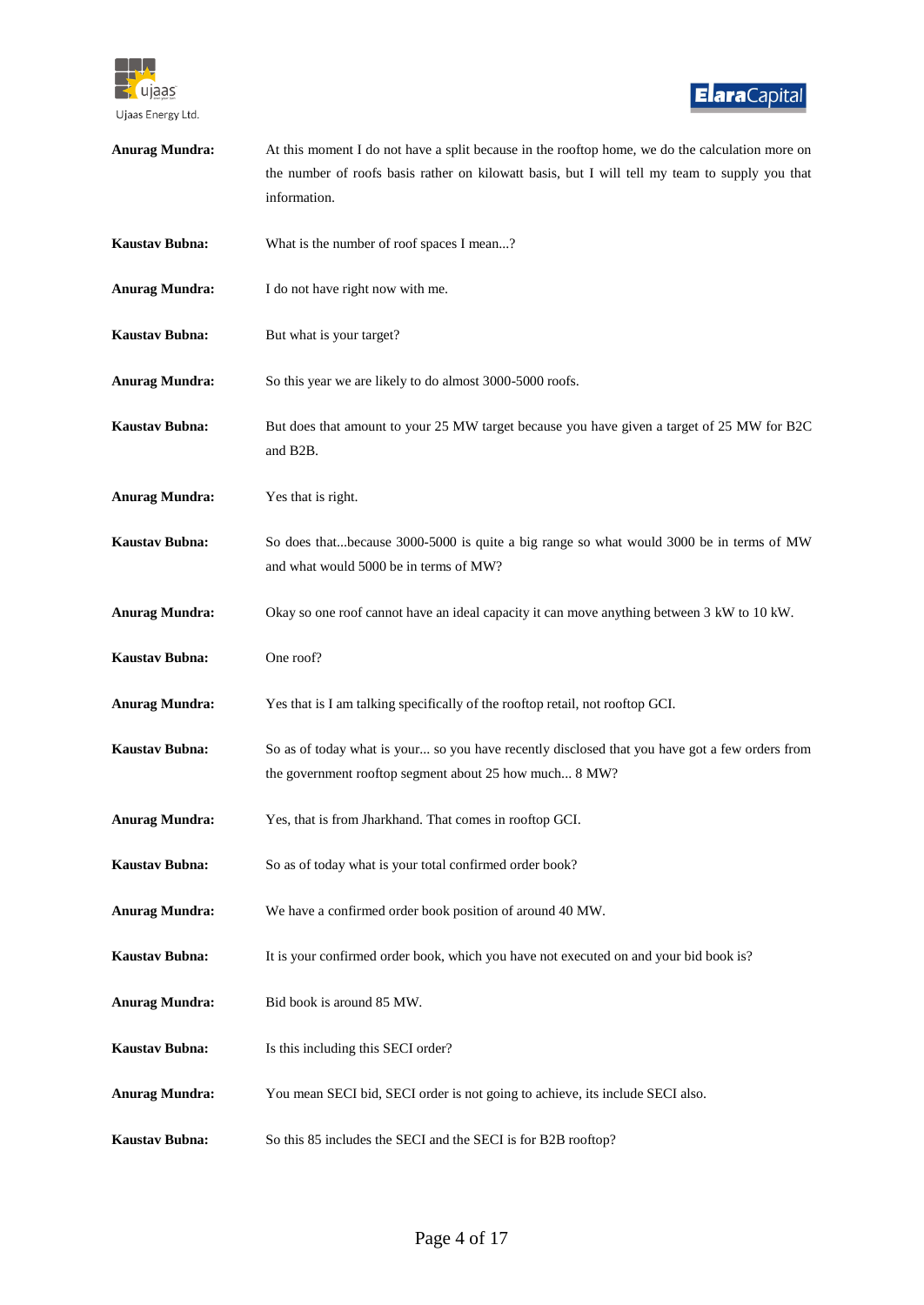**Anurag Mundra:** At this moment I do not have a split because in the rooftop home, we do the calculation more on the number of roofs basis rather on kilowatt basis, but I will tell my team to supply you that information.

**Kaustav Bubna:** What is the number of roof spaces I mean...?

**Anurag Mundra:** I do not have right now with me.

**Kaustav Bubna:** But what is your target?

**Anurag Mundra:** So this year we are likely to do almost 3000-5000 roofs.

**Kaustav Bubna:** But does that amount to your 25 MW target because you have given a target of 25 MW for B2C and B2B.

**Anurag Mundra:** Yes that is right.

**Kaustav Bubna:** So does that...because 3000-5000 is quite a big range so what would 3000 be in terms of MW and what would 5000 be in terms of MW?

**Anurag Mundra:** Okay so one roof cannot have an ideal capacity it can move anything between 3 kW to 10 kW.

**Kaustav Bubna:** One roof?

**Anurag Mundra:** Yes that is I am talking specifically of the rooftop retail, not rooftop GCI.

**Kaustav Bubna:** So as of today what is your... so you have recently disclosed that you have got a few orders from the government rooftop segment about 25 how much... 8 MW?

**Anurag Mundra:** Yes, that is from Jharkhand. That comes in rooftop GCI.

**Kaustav Bubna:** So as of today what is your total confirmed order book?

**Anurag Mundra:** We have a confirmed order book position of around 40 MW.

**Kaustav Bubna:** It is your confirmed order book, which you have not executed on and your bid book is?

**Anurag Mundra:** Bid book is around 85 MW.

**Kaustav Bubna:** Is this including this SECI order?

**Anurag Mundra:** You mean SECI bid, SECI order is not going to achieve, its include SECI also.

**Kaustav Bubna:** So this 85 includes the SECI and the SECI is for B2B rooftop?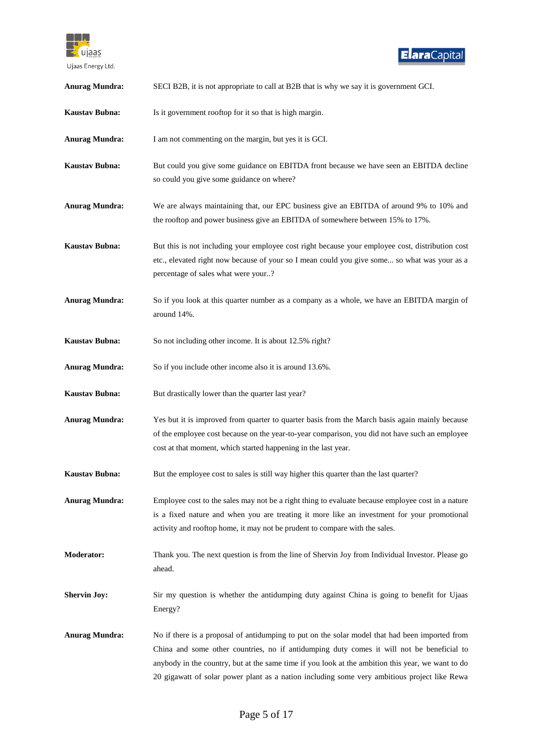**Anurag Mundra:** SECI B2B, it is not appropriate to call at B2B that is why we say it is government GCI.

**Kaustav Bubna:** Is it government rooftop for it so that is high margin.

**Anurag Mundra:** I am not commenting on the margin, but yes it is GCI.

**Kaustav Bubna:** But could you give some guidance on EBITDA front because we have seen an EBITDA decline so could you give some guidance on where?

**Anurag Mundra:** We are always maintaining that, our EPC business give an EBITDA of around 9% to 10% and the rooftop and power business give an EBITDA of somewhere between 15% to 17%.

**Kaustav Bubna:** But this is not including your employee cost right because your employee cost, distribution cost etc., elevated right now because of your so I mean could you give some... so what was your as a percentage of sales what were your..?

**Anurag Mundra:** So if you look at this quarter number as a company as a whole, we have an EBITDA margin of around 14%.

**Kaustav Bubna:** So not including other income. It is about 12.5% right?

**Anurag Mundra:** So if you include other income also it is around 13.6%.

**Kaustav Bubna:** But drastically lower than the quarter last year?

**Anurag Mundra:** Yes but it is improved from quarter to quarter basis from the March basis again mainly because of the employee cost because on the year-to-year comparison, you did not have such an employee cost at that moment, which started happening in the last year.

**Kaustav Bubna:** But the employee cost to sales is still way higher this quarter than the last quarter?

**Anurag Mundra:** Employee cost to the sales may not be a right thing to evaluate because employee cost in a nature is a fixed nature and when you are treating it more like an investment for your promotional activity and rooftop home, it may not be prudent to compare with the sales.

**Moderator:** Thank you. The next question is from the line of Shervin Joy from Individual Investor. Please go ahead.

**Shervin Joy:** Sir my question is whether the antidumping duty against China is going to benefit for Ujaas Energy?

**Anurag Mundra:** No if there is a proposal of antidumping to put on the solar model that had been imported from China and some other countries, no if antidumping duty comes it will not be beneficial to anybody in the country, but at the same time if you look at the ambition this year, we want to do 20 gigawatt of solar power plant as a nation including some very ambitious project like Rewa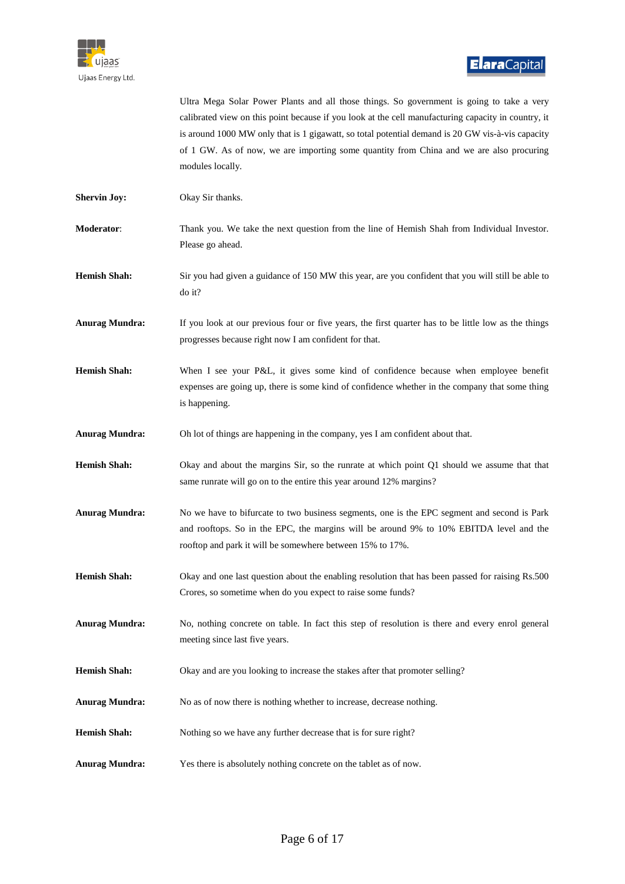Ultra Mega Solar Power Plants and all those things. So government is going to take a very calibrated view on this point because if you look at the cell manufacturing capacity in country, it is around 1000 MW only that is 1 gigawatt, so total potential demand is 20 GW vis-à-vis capacity of 1 GW. As of now, we are importing some quantity from China and we are also procuring modules locally.

**Shervin Joy:** Okay Sir thanks.

**Moderator:** Thank you. We take the next question from the line of Hemish Shah from Individual Investor. Please go ahead.

**Hemish Shah:** Sir you had given a guidance of 150 MW this year, are you confident that you will still be able to do it?

**Anurag Mundra:** If you look at our previous four or five years, the first quarter has to be little low as the things progresses because right now I am confident for that.

**Hemish Shah:** When I see your P&L, it gives some kind of confidence because when employee benefit expenses are going up, there is some kind of confidence whether in the company that some thing is happening.

**Anurag Mundra:** Oh lot of things are happening in the company, yes I am confident about that.

**Hemish Shah:** Okay and about the margins Sir, so the runrate at which point Q1 should we assume that that same runrate will go on to the entire this year around 12% margins?

**Anurag Mundra:** No we have to bifurcate to two business segments, one is the EPC segment and second is Park and rooftops. So in the EPC, the margins will be around 9% to 10% EBITDA level and the rooftop and park it will be somewhere between 15% to 17%.

**Hemish Shah:** Okay and one last question about the enabling resolution that has been passed for raising Rs.500 Crores, so sometime when do you expect to raise some funds?

**Anurag Mundra:** No, nothing concrete on table. In fact this step of resolution is there and every enrol general meeting since last five years.

**Hemish Shah:** Okay and are you looking to increase the stakes after that promoter selling?

**Anurag Mundra:** No as of now there is nothing whether to increase, decrease nothing.

**Hemish Shah:** Nothing so we have any further decrease that is for sure right?

**Anurag Mundra:** Yes there is absolutely nothing concrete on the tablet as of now.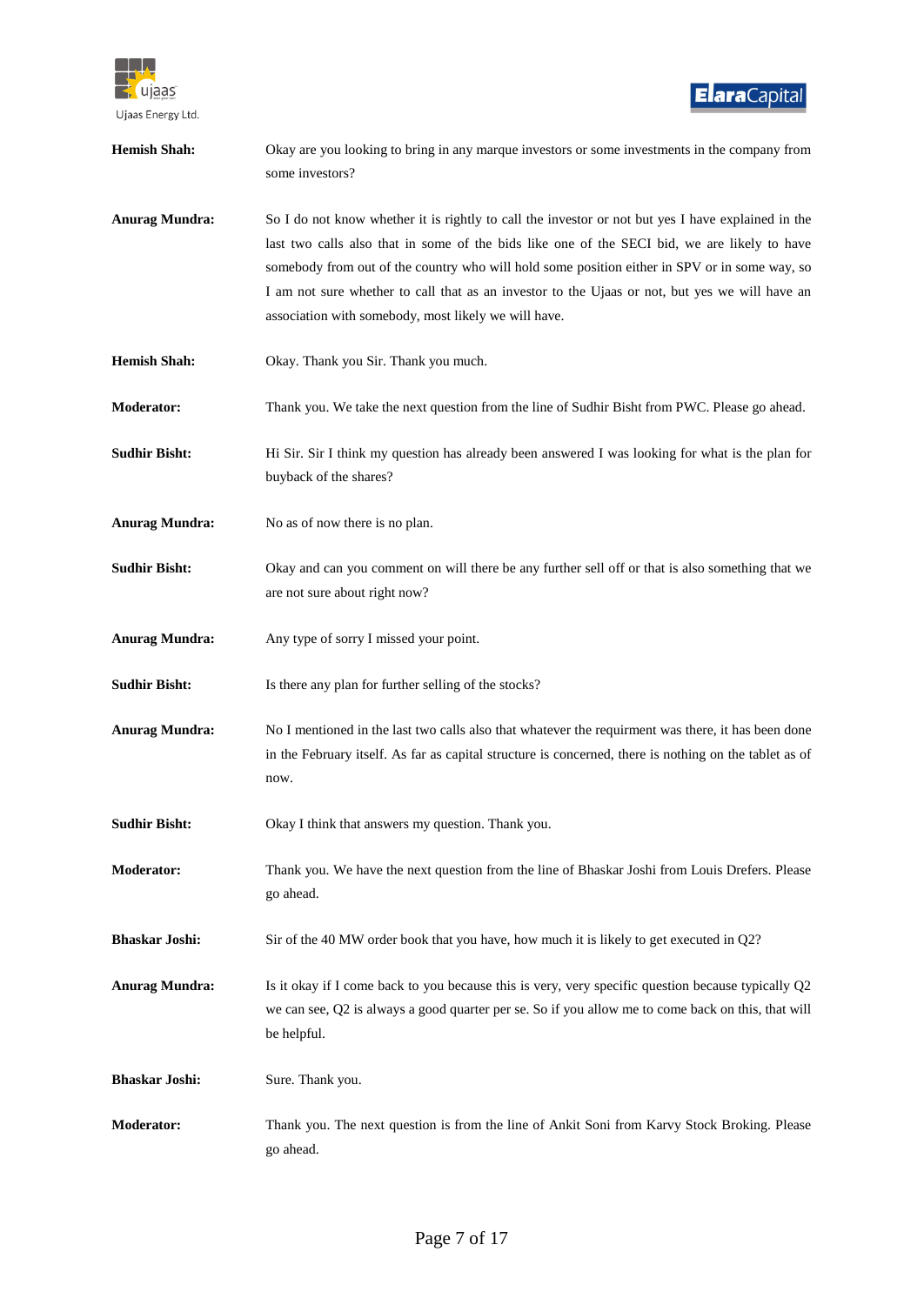**Hemish Shah:** Okay are you looking to bring in any marque investors or some investments in the company from some investors?

**Anurag Mundra:** So I do not know whether it is rightly to call the investor or not but yes I have explained in the last two calls also that in some of the bids like one of the SECI bid, we are likely to have somebody from out of the country who will hold some position either in SPV or in some way, so I am not sure whether to call that as an investor to the Ujaas or not, but yes we will have an association with somebody, most likely we will have.

**Hemish Shah:** Okay. Thank you Sir. Thank you much.

**Moderator:** Thank you. We take the next question from the line of Sudhir Bisht from PWC. Please go ahead.

**Sudhir Bisht:** Hi Sir. Sir I think my question has already been answered I was looking for what is the plan for buyback of the shares?

**Anurag Mundra:** No as of now there is no plan.

**Sudhir Bisht:** Okay and can you comment on will there be any further sell off or that is also something that we are not sure about right now?

**Anurag Mundra:** Any type of sorry I missed your point.

**Sudhir Bisht:** Is there any plan for further selling of the stocks?

**Anurag Mundra:** No I mentioned in the last two calls also that whatever the requirment was there, it has been done in the February itself. As far as capital structure is concerned, there is nothing on the tablet as of now.

**Sudhir Bisht:** Okay I think that answers my question. Thank you.

**Moderator:** Thank you. We have the next question from the line of Bhaskar Joshi from Louis Drefers. Please go ahead.

**Bhaskar Joshi:** Sir of the 40 MW order book that you have, how much it is likely to get executed in Q2?

**Anurag Mundra:** Is it okay if I come back to you because this is very, very specific question because typically Q2 we can see, Q2 is always a good quarter per se. So if you allow me to come back on this, that will be helpful.

**Bhaskar Joshi:** Sure. Thank you.

**Moderator:** Thank you. The next question is from the line of Ankit Soni from Karvy Stock Broking. Please go ahead.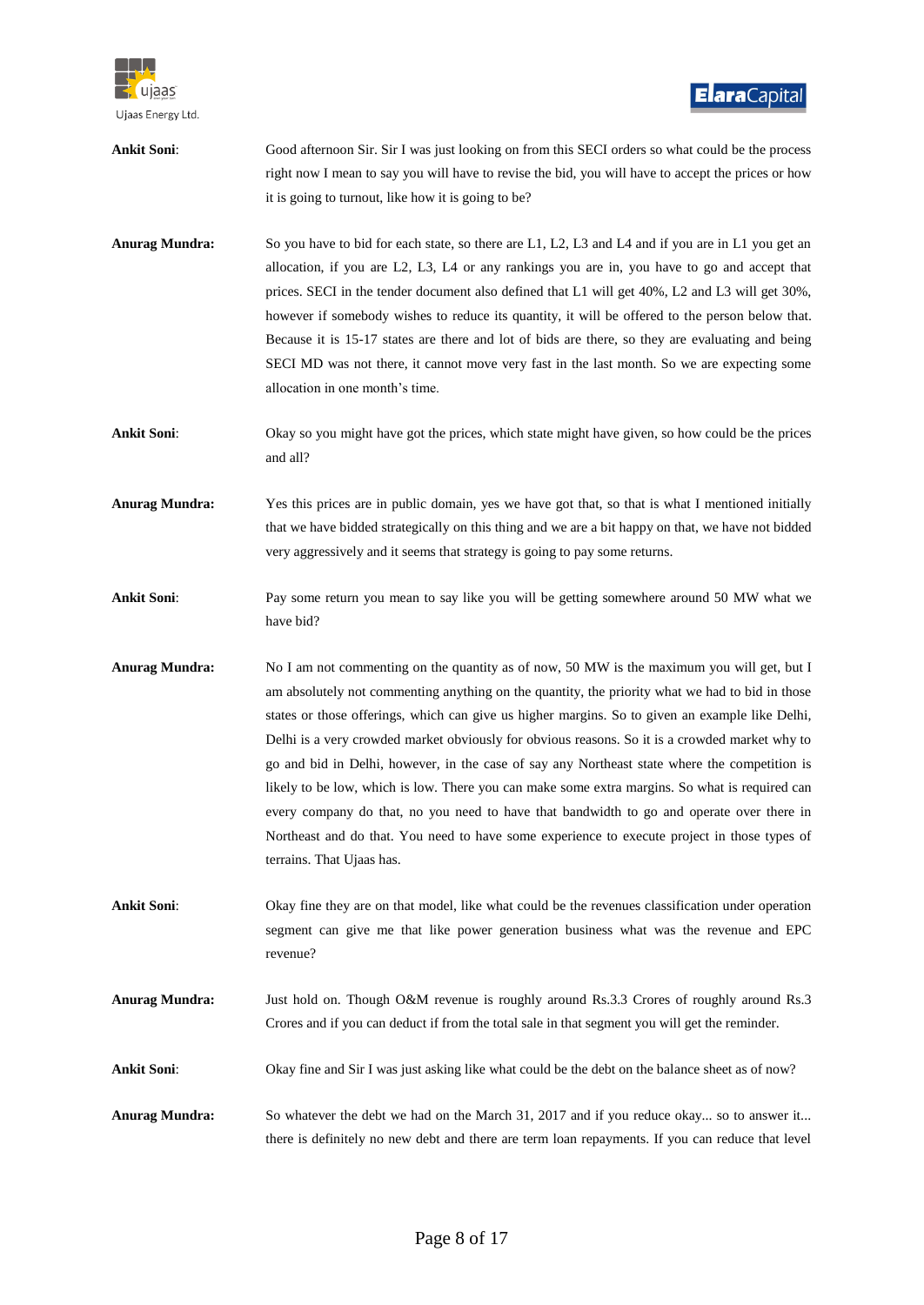**Ankit Soni**: Good afternoon Sir. Sir I was just looking on from this SECI orders so what could be the process right now I mean to say you will have to revise the bid, you will have to accept the prices or how it is going to turnout, like how it is going to be?

**Anurag Mundra:** So you have to bid for each state, so there are L1, L2, L3 and L4 and if you are in L1 you get an allocation, if you are L2, L3, L4 or any rankings you are in, you have to go and accept that prices. SECI in the tender document also defined that L1 will get 40%, L2 and L3 will get 30%, however if somebody wishes to reduce its quantity, it will be offered to the person below that. Because it is 15-17 states are there and lot of bids are there, so they are evaluating and being SECI MD was not there, it cannot move very fast in the last month. So we are expecting some allocation in one month's time.

**Ankit Soni**: Okay so you might have got the prices, which state might have given, so how could be the prices and all?

**Anurag Mundra:** Yes this prices are in public domain, yes we have got that, so that is what I mentioned initially that we have bidded strategically on this thing and we are a bit happy on that, we have not bidded very aggressively and it seems that strategy is going to pay some returns.

**Ankit Soni**: Pay some return you mean to say like you will be getting somewhere around 50 MW what we have bid?

**Anurag Mundra:** No I am not commenting on the quantity as of now, 50 MW is the maximum you will get, but I am absolutely not commenting anything on the quantity, the priority what we had to bid in those states or those offerings, which can give us higher margins. So to given an example like Delhi, Delhi is a very crowded market obviously for obvious reasons. So it is a crowded market why to go and bid in Delhi, however, in the case of say any Northeast state where the competition is likely to be low, which is low. There you can make some extra margins. So what is required can every company do that, no you need to have that bandwidth to go and operate over there in Northeast and do that. You need to have some experience to execute project in those types of terrains. That Ujaas has.

**Ankit Soni**: Okay fine they are on that model, like what could be the revenues classification under operation segment can give me that like power generation business what was the revenue and EPC revenue?

**Anurag Mundra:** Just hold on. Though O&M revenue is roughly around Rs.3.3 Crores of roughly around Rs.3 Crores and if you can deduct if from the total sale in that segment you will get the reminder.

**Ankit Soni**: Okay fine and Sir I was just asking like what could be the debt on the balance sheet as of now?

**Anurag Mundra:** So whatever the debt we had on the March 31, 2017 and if you reduce okay... so to answer it... there is definitely no new debt and there are term loan repayments. If you can reduce that level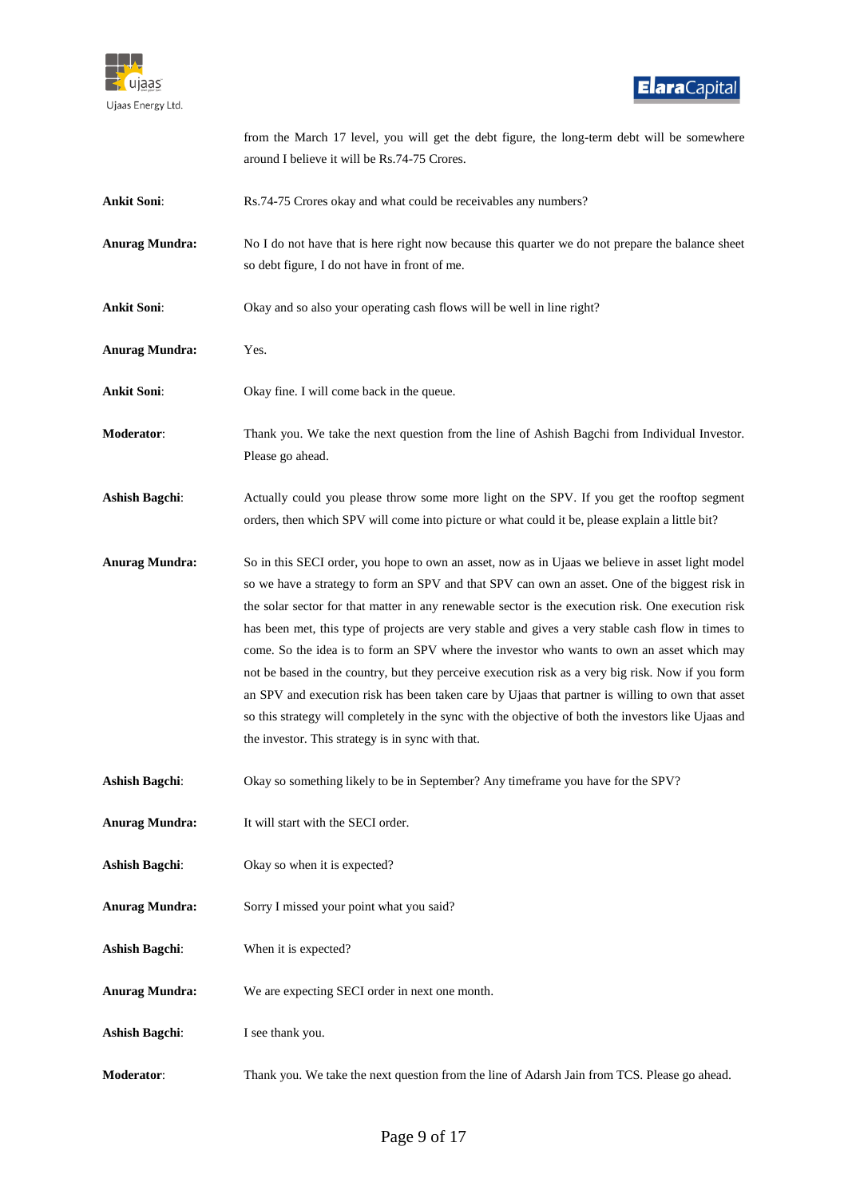from the March 17 level, you will get the debt figure, the long-term debt will be somewhere around I believe it will be Rs.74-75 Crores.

**Ankit Soni**: Rs.74-75 Crores okay and what could be receivables any numbers?

**Anurag Mundra:** No I do not have that is here right now because this quarter we do not prepare the balance sheet so debt figure, I do not have in front of me.

**Ankit Soni**: Okay and so also your operating cash flows will be well in line right?

**Anurag Mundra:** Yes.

**Ankit Soni**: Okay fine. I will come back in the queue.

**Moderator**: Thank you. We take the next question from the line of Ashish Bagchi from Individual Investor. Please go ahead.

**Ashish Bagchi**: Actually could you please throw some more light on the SPV. If you get the rooftop segment orders, then which SPV will come into picture or what could it be, please explain a little bit?

**Anurag Mundra:** So in this SECI order, you hope to own an asset, now as in Ujaas we believe in asset light model so we have a strategy to form an SPV and that SPV can own an asset. One of the biggest risk in the solar sector for that matter in any renewable sector is the execution risk. One execution risk has been met, this type of projects are very stable and gives a very stable cash flow in times to come. So the idea is to form an SPV where the investor who wants to own an asset which may not be based in the country, but they perceive execution risk as a very big risk. Now if you form an SPV and execution risk has been taken care by Ujaas that partner is willing to own that asset so this strategy will completely in the sync with the objective of both the investors like Ujaas and the investor. This strategy is in sync with that.

**Ashish Bagchi**: Okay so something likely to be in September? Any timeframe you have for the SPV?

**Anurag Mundra:** It will start with the SECI order.

**Ashish Bagchi**: Okay so when it is expected?

**Anurag Mundra:** Sorry I missed your point what you said?

**Ashish Bagchi**: When it is expected?

**Anurag Mundra:** We are expecting SECI order in next one month.

**Ashish Bagchi**: I see thank you.

**Moderator**: Thank you. We take the next question from the line of Adarsh Jain from TCS. Please go ahead.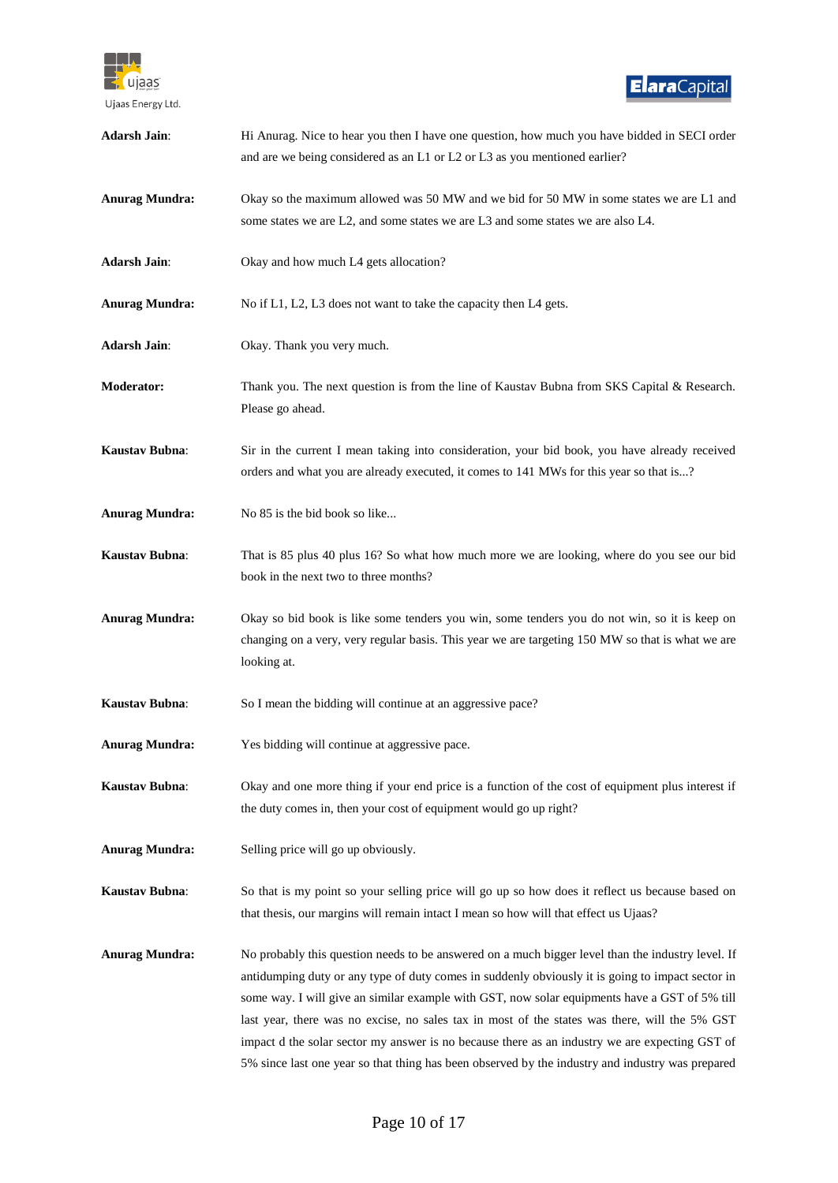**Adarsh Jain**: Hi Anurag. Nice to hear you then I have one question, how much you have bidded in SECI order and are we being considered as an L1 or L2 or L3 as you mentioned earlier?

**Anurag Mundra:** Okay so the maximum allowed was 50 MW and we bid for 50 MW in some states we are L1 and some states we are L2, and some states we are L3 and some states we are also L4.

**Adarsh Jain**: Okay and how much L4 gets allocation?

**Anurag Mundra:** No if L1, L2, L3 does not want to take the capacity then L4 gets.

**Adarsh Jain**: Okay. Thank you very much.

**Moderator:** Thank you. The next question is from the line of Kaustav Bubna from SKS Capital & Research. Please go ahead.

**Kaustav Bubna**: Sir in the current I mean taking into consideration, your bid book, you have already received orders and what you are already executed, it comes to 141 MWs for this year so that is...?

**Anurag Mundra:** No 85 is the bid book so like...

**Kaustav Bubna**: That is 85 plus 40 plus 16? So what how much more we are looking, where do you see our bid book in the next two to three months?

**Anurag Mundra:** Okay so bid book is like some tenders you win, some tenders you do not win, so it is keep on changing on a very, very regular basis. This year we are targeting 150 MW so that is what we are looking at.

**Kaustav Bubna**: So I mean the bidding will continue at an aggressive pace?

**Anurag Mundra:** Yes bidding will continue at aggressive pace.

**Kaustav Bubna**: Okay and one more thing if your end price is a function of the cost of equipment plus interest if the duty comes in, then your cost of equipment would go up right?

**Anurag Mundra:** Selling price will go up obviously.

**Kaustav Bubna**: So that is my point so your selling price will go up so how does it reflect us because based on that thesis, our margins will remain intact I mean so how will that effect us Ujaas?

**Anurag Mundra:** No probably this question needs to be answered on a much bigger level than the industry level. If antidumping duty or any type of duty comes in suddenly obviously it is going to impact sector in some way. I will give an similar example with GST, now solar equipments have a GST of 5% till last year, there was no excise, no sales tax in most of the states was there, will the 5% GST impact d the solar sector my answer is no because there as an industry we are expecting GST of 5% since last one year so that thing has been observed by the industry and industry was prepared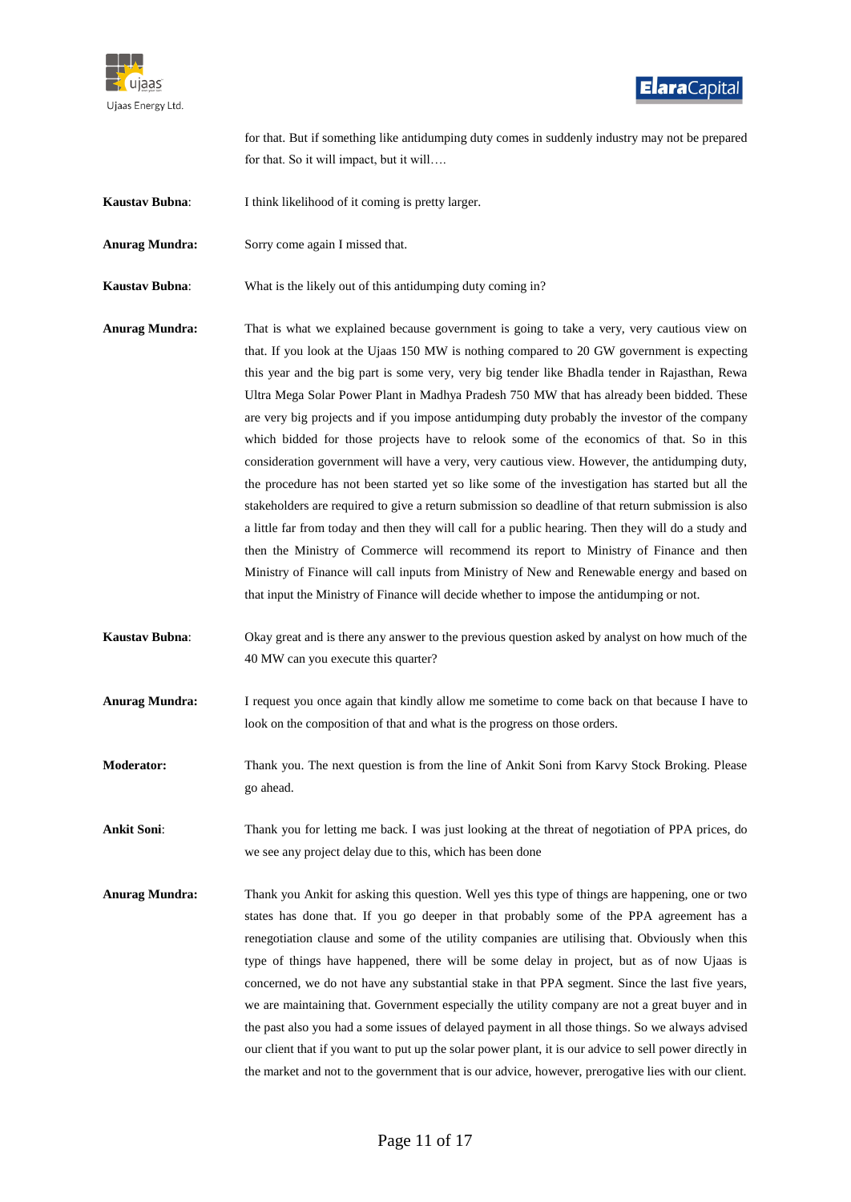for that. But if something like antidumping duty comes in suddenly industry may not be prepared for that. So it will impact, but it will….

**Kaustav Bubna**: I think likelihood of it coming is pretty larger.

**Anurag Mundra:** Sorry come again I missed that.

**Kaustav Bubna**: What is the likely out of this antidumping duty coming in?

**Anurag Mundra:** That is what we explained because government is going to take a very, very cautious view on that. If you look at the Ujaas 150 MW is nothing compared to 20 GW government is expecting this year and the big part is some very, very big tender like Bhadla tender in Rajasthan, Rewa Ultra Mega Solar Power Plant in Madhya Pradesh 750 MW that has already been bidded. These are very big projects and if you impose antidumping duty probably the investor of the company which bidded for those projects have to relook some of the economics of that. So in this consideration government will have a very, very cautious view. However, the antidumping duty, the procedure has not been started yet so like some of the investigation has started but all the stakeholders are required to give a return submission so deadline of that return submission is also a little far from today and then they will call for a public hearing. Then they will do a study and then the Ministry of Commerce will recommend its report to Ministry of Finance and then Ministry of Finance will call inputs from Ministry of New and Renewable energy and based on that input the Ministry of Finance will decide whether to impose the antidumping or not.

**Kaustav Bubna**: Okay great and is there any answer to the previous question asked by analyst on how much of the 40 MW can you execute this quarter?

**Anurag Mundra:** I request you once again that kindly allow me sometime to come back on that because I have to look on the composition of that and what is the progress on those orders.

**Moderator:** Thank you. The next question is from the line of Ankit Soni from Karvy Stock Broking. Please go ahead.

**Ankit Soni**: Thank you for letting me back. I was just looking at the threat of negotiation of PPA prices, do we see any project delay due to this, which has been done

**Anurag Mundra:** Thank you Ankit for asking this question. Well yes this type of things are happening, one or two states has done that. If you go deeper in that probably some of the PPA agreement has a renegotiation clause and some of the utility companies are utilising that. Obviously when this type of things have happened, there will be some delay in project, but as of now Ujaas is concerned, we do not have any substantial stake in that PPA segment. Since the last five years, we are maintaining that. Government especially the utility company are not a great buyer and in the past also you had a some issues of delayed payment in all those things. So we always advised our client that if you want to put up the solar power plant, it is our advice to sell power directly in the market and not to the government that is our advice, however, prerogative lies with our client.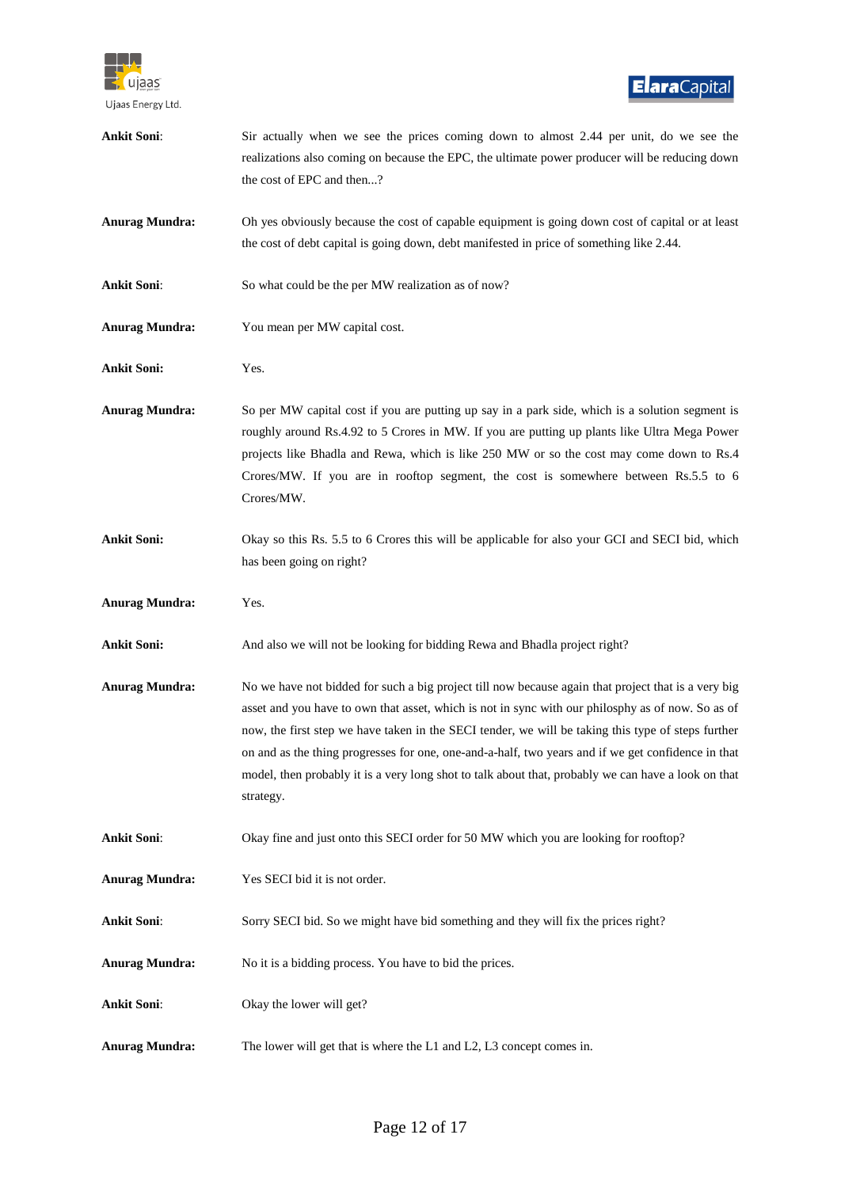**Ankit Soni**: Sir actually when we see the prices coming down to almost 2.44 per unit, do we see the realizations also coming on because the EPC, the ultimate power producer will be reducing down the cost of EPC and then...?

**Anurag Mundra:** Oh yes obviously because the cost of capable equipment is going down cost of capital or at least the cost of debt capital is going down, debt manifested in price of something like 2.44.

**Ankit Soni**: So what could be the per MW realization as of now?

**Anurag Mundra:** You mean per MW capital cost.

**Ankit Soni:** Yes.

**Anurag Mundra:** So per MW capital cost if you are putting up say in a park side, which is a solution segment is roughly around Rs.4.92 to 5 Crores in MW. If you are putting up plants like Ultra Mega Power projects like Bhadla and Rewa, which is like 250 MW or so the cost may come down to Rs.4 Crores/MW. If you are in rooftop segment, the cost is somewhere between Rs.5.5 to 6 Crores/MW.

**Ankit Soni:** Okay so this Rs. 5.5 to 6 Crores this will be applicable for also your GCI and SECI bid, which has been going on right?

**Anurag Mundra:** Yes.

**Ankit Soni:** And also we will not be looking for bidding Rewa and Bhadla project right?

**Anurag Mundra:** No we have not bidded for such a big project till now because again that project that is a very big asset and you have to own that asset, which is not in sync with our philosphy as of now. So as of now, the first step we have taken in the SECI tender, we will be taking this type of steps further on and as the thing progresses for one, one-and-a-half, two years and if we get confidence in that model, then probably it is a very long shot to talk about that, probably we can have a look on that strategy.

**Ankit Soni**: Okay fine and just onto this SECI order for 50 MW which you are looking for rooftop?

**Anurag Mundra:** Yes SECI bid it is not order.

**Ankit Soni**: Sorry SECI bid. So we might have bid something and they will fix the prices right?

**Anurag Mundra:** No it is a bidding process. You have to bid the prices.

**Ankit Soni**: Okay the lower will get?

**Anurag Mundra:** The lower will get that is where the L1 and L2, L3 concept comes in.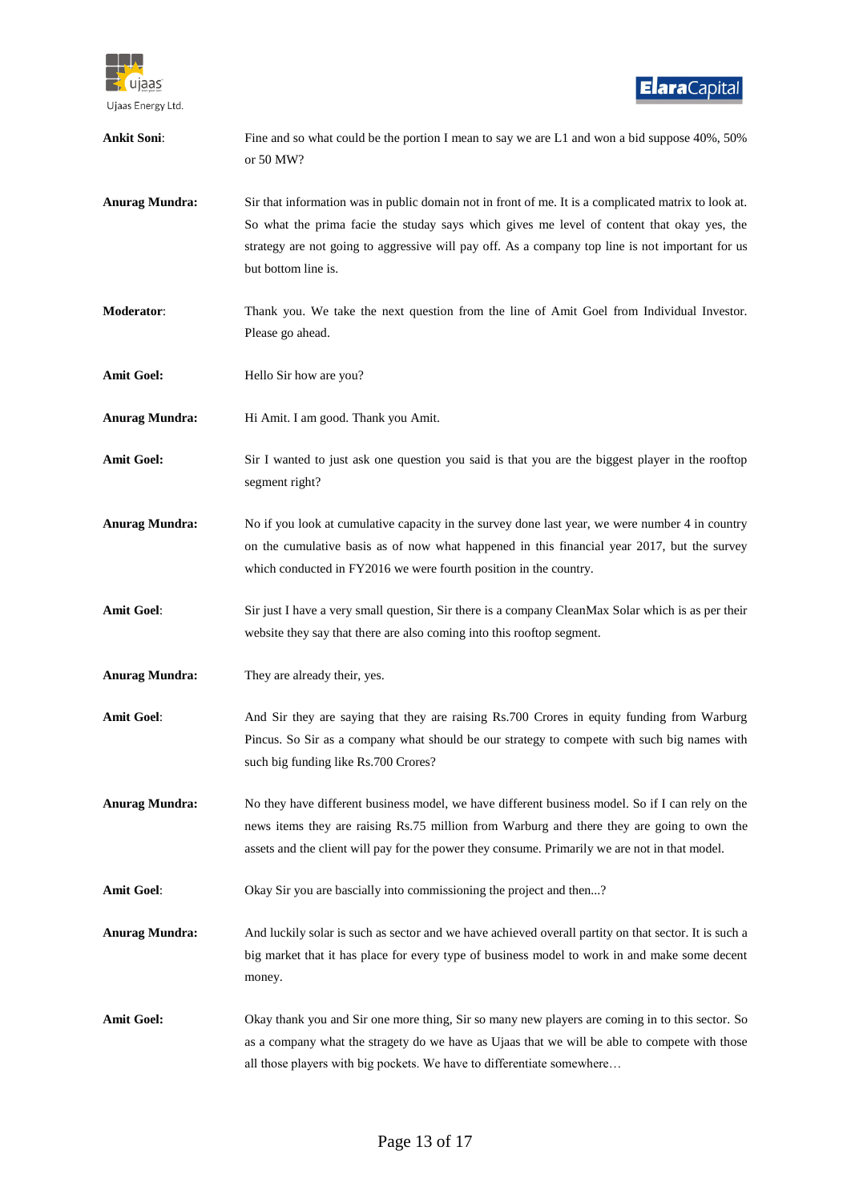**Ankit Soni**: Fine and so what could be the portion I mean to say we are L1 and won a bid suppose 40%, 50% or 50 MW?

**Anurag Mundra:** Sir that information was in public domain not in front of me. It is a complicated matrix to look at. So what the prima facie the studay says which gives me level of content that okay yes, the strategy are not going to aggressive will pay off. As a company top line is not important for us but bottom line is.

**Moderator**: Thank you. We take the next question from the line of Amit Goel from Individual Investor. Please go ahead.

**Amit Goel:** Hello Sir how are you?

**Anurag Mundra:** Hi Amit. I am good. Thank you Amit.

**Amit Goel:** Sir I wanted to just ask one question you said is that you are the biggest player in the rooftop segment right?

**Anurag Mundra:** No if you look at cumulative capacity in the survey done last year, we were number 4 in country on the cumulative basis as of now what happened in this financial year 2017, but the survey which conducted in FY2016 we were fourth position in the country.

**Amit Goel**: Sir just I have a very small question, Sir there is a company CleanMax Solar which is as per their website they say that there are also coming into this rooftop segment.

**Anurag Mundra:** They are already their, yes.

**Amit Goel**: And Sir they are saying that they are raising Rs.700 Crores in equity funding from Warburg Pincus. So Sir as a company what should be our strategy to compete with such big names with such big funding like Rs.700 Crores?

**Anurag Mundra:** No they have different business model, we have different business model. So if I can rely on the news items they are raising Rs.75 million from Warburg and there they are going to own the assets and the client will pay for the power they consume. Primarily we are not in that model.

**Amit Goel**: Okay Sir you are bascially into commissioning the project and then...?

**Anurag Mundra:** And luckily solar is such as sector and we have achieved overall partity on that sector. It is such a big market that it has place for every type of business model to work in and make some decent money.

**Amit Goel:** Okay thank you and Sir one more thing, Sir so many new players are coming in to this sector. So as a company what the stragety do we have as Ujaas that we will be able to compete with those all those players with big pockets. We have to differentiate somewhere…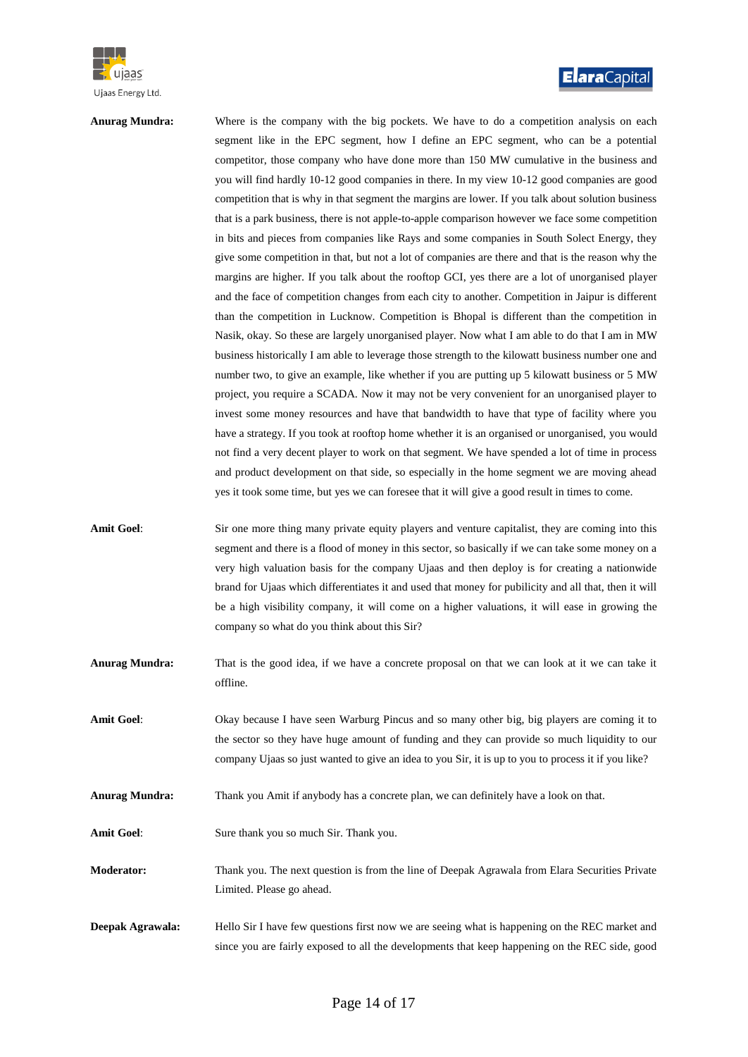**Anurag Mundra:** Where is the company with the big pockets. We have to do a competition analysis on each segment like in the EPC segment, how I define an EPC segment, who can be a potential competitor, those company who have done more than 150 MW cumulative in the business and you will find hardly 10-12 good companies in there. In my view 10-12 good companies are good competition that is why in that segment the margins are lower. If you talk about solution business that is a park business, there is not apple-to-apple comparison however we face some competition in bits and pieces from companies like Rays and some companies in South Select Energy, they give some competition in that, but not a lot of companies are there and that is the reason why the margins are higher. If you talk about the rooftop GCI, yes there are a lot of unorganised player and the face of competition changes from each city to another. Competition in Jaipur is different than the competition in Lucknow. Competition is Bhopal is different than the competition in Nasik, okay. So these are largely unorganised player. Now what I am able to do that I am in MW business historically I am able to leverage those strength to the kilowatt business number one and number two, to give an example, like whether if you are putting up 5 kilowatt business or 5 MW project, you require a SCADA. Now it may not be very convenient for an unorganised player to invest some money resources and have that bandwidth to have that type of facility where you have a strategy. If you took at rooftop home whether it is an organised or unorganised, you would not find a very decent player to work on that segment. We have spended a lot of time in process and product development on that side, so especially in the home segment we are moving ahead yes it took some time, but yes we can foresee that it will give a good result in times to come.

**Amit Goel**: Sir one more thing many private equity players and venture capitalist, they are coming into this segment and there is a flood of money in this sector, so basically if we can take some money on a very high valuation basis for the company Ujaas and then deploy is for creating a nationwide brand for Ujaas which differentiates it and used that money for publicity and all that, then it will be a high visibility company, it will come on a higher valuations, it will ease in growing the company so what do you think about this Sir?

**Anurag Mundra:** That is the good idea, if we have a concrete proposal on that we can look at it we can take it offline.

**Amit Goel**: Okay because I have seen Warburg Pincus and so many other big, big players are coming it to the sector so they have huge amount of funding and they can provide so much liquidity to our company Ujaas so just wanted to give an idea to you Sir, it is up to you to process it if you like?

**Anurag Mundra:** Thank you Amit if anybody has a concrete plan, we can definitely have a look on that.

**Amit Goel**: Sure thank you so much Sir. Thank you.

**Moderator:** Thank you. The next question is from the line of Deepak Agrawala from Elara Securities Private Limited. Please go ahead.

**Deepak Agrawala:** Hello Sir I have few questions first now we are seeing what is happening on the REC market and since you are fairly exposed to all the developments that keep happening on the REC side, good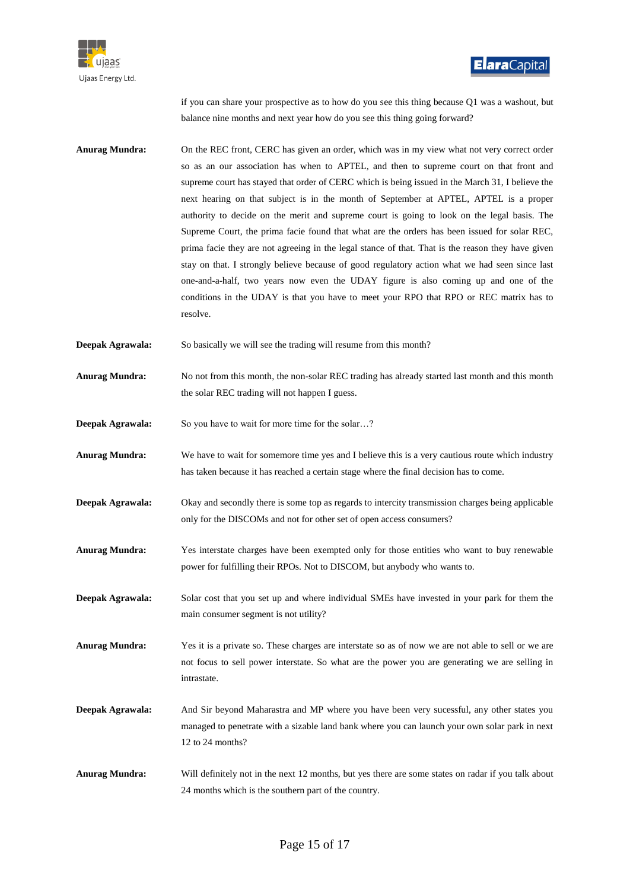if you can share your prospective as to how do you see this thing because Q1 was a washout, but balance nine months and next year how do you see this thing going forward?

**Anurag Mundra:** On the REC front, CERC has given an order, which was in my view what not very correct order so as an our association has when to APTEL, and then to supreme court on that front and supreme court has stayed that order of CERC which is being issued in the March 31, I believe the next hearing on that subject is in the month of September at APTEL, APTEL is a proper authority to decide on the merit and supreme court is going to look on the legal basis. The Supreme Court, the prima facie found that what are the orders has been issued for solar REC, prima facie they are not agreeing in the legal stance of that. That is the reason they have given stay on that. I strongly believe because of good regulatory action what we had seen since last one-and-a-half, two years now even the UDAY figure is also coming up and one of the conditions in the UDAY is that you have to meet your RPO that RPO or REC matrix has to resolve.

**Deepak Agrawala:** So basically we will see the trading will resume from this month?

**Anurag Mundra:** No not from this month, the non-solar REC trading has already started last month and this month the solar REC trading will not happen I guess.

**Deepak Agrawala:** So you have to wait for more time for the solar…?

**Anurag Mundra:** We have to wait for somemore time yes and I believe this is a very cautious route which industry has taken because it has reached a certain stage where the final decision has to come.

**Deepak Agrawala:** Okay and secondly there is some top as regards to intercity transmission charges being applicable only for the DISCOMs and not for other set of open access consumers?

**Anurag Mundra:** Yes interstate charges have been exempted only for those entities who want to buy renewable power for fulfilling their RPOs. Not to DISCOM, but anybody who wants to.

**Deepak Agrawala:** Solar cost that you set up and where individual SMEs have invested in your park for them the main consumer segment is not utility?

**Anurag Mundra:** Yes it is a private so. These charges are interstate so as of now we are not able to sell or we are not focus to sell power interstate. So what are the power you are generating we are selling in intrastate.

**Deepak Agrawala:** And Sir beyond Maharastra and MP where you have been very sucessful, any other states you managed to penetrate with a sizable land bank where you can launch your own solar park in next 12 to 24 months?

**Anurag Mundra:** Will definitely not in the next 12 months, but yes there are some states on radar if you talk about 24 months which is the southern part of the country.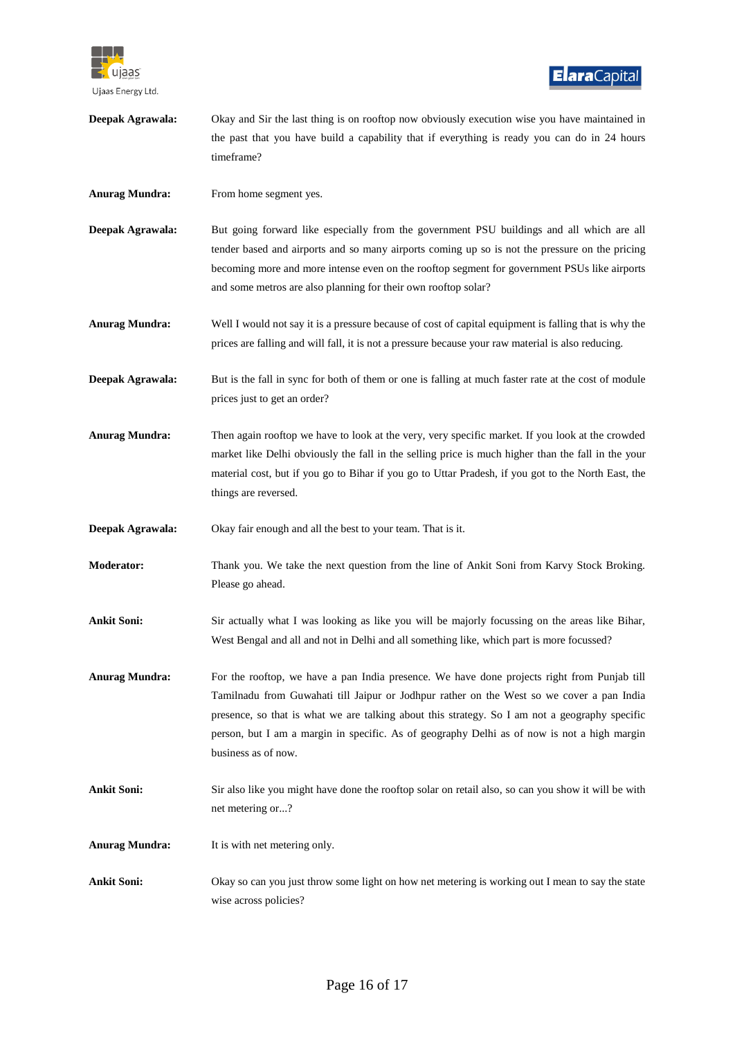**Deepak Agrawala:** Okay and Sir the last thing is on rooftop now obviously execution wise you have maintained in the past that you have build a capability that if everything is ready you can do in 24 hours timeframe?

**Anurag Mundra:** From home segment yes.

**Deepak Agrawala:** But going forward like especially from the government PSU buildings and all which are all tender based and airports and so many airports coming up so is not the pressure on the pricing becoming more and more intense even on the rooftop segment for government PSUs like airports and some metros are also planning for their own rooftop solar?

**Anurag Mundra:** Well I would not say it is a pressure because of cost of capital equipment is falling that is why the prices are falling and will fall, it is not a pressure because your raw material is also reducing.

**Deepak Agrawala:** But is the fall in sync for both of them or one is falling at much faster rate at the cost of module prices just to get an order?

**Anurag Mundra:** Then again rooftop we have to look at the very, very specific market. If you look at the crowded market like Delhi obviously the fall in the selling price is much higher than the fall in the your material cost, but if you go to Bihar if you go to Uttar Pradesh, if you got to the North East, the things are reversed.

**Deepak Agrawala:** Okay fair enough and all the best to your team. That is it.

**Moderator:** Thank you. We take the next question from the line of Ankit Soni from Karvy Stock Broking. Please go ahead.

**Ankit Soni:** Sir actually what I was looking as like you will be majorly focussing on the areas like Bihar, West Bengal and all and not in Delhi and all something like, which part is more focussed?

**Anurag Mundra:** For the rooftop, we have a pan India presence. We have done projects right from Punjab till Tamilnadu from Guwahati till Jaipur or Jodhpur rather on the West so we cover a pan India presence, so that is what we are talking about this strategy. So I am not a geography specific person, but I am a margin in specific. As of geography Delhi as of now is not a high margin business as of now.

**Ankit Soni:** Sir also like you might have done the rooftop solar on retail also, so can you show it will be with net metering or...?

**Anurag Mundra:** It is with net metering only.

**Ankit Soni:** Okay so can you just throw some light on how net metering is working out I mean to say the state wise across policies?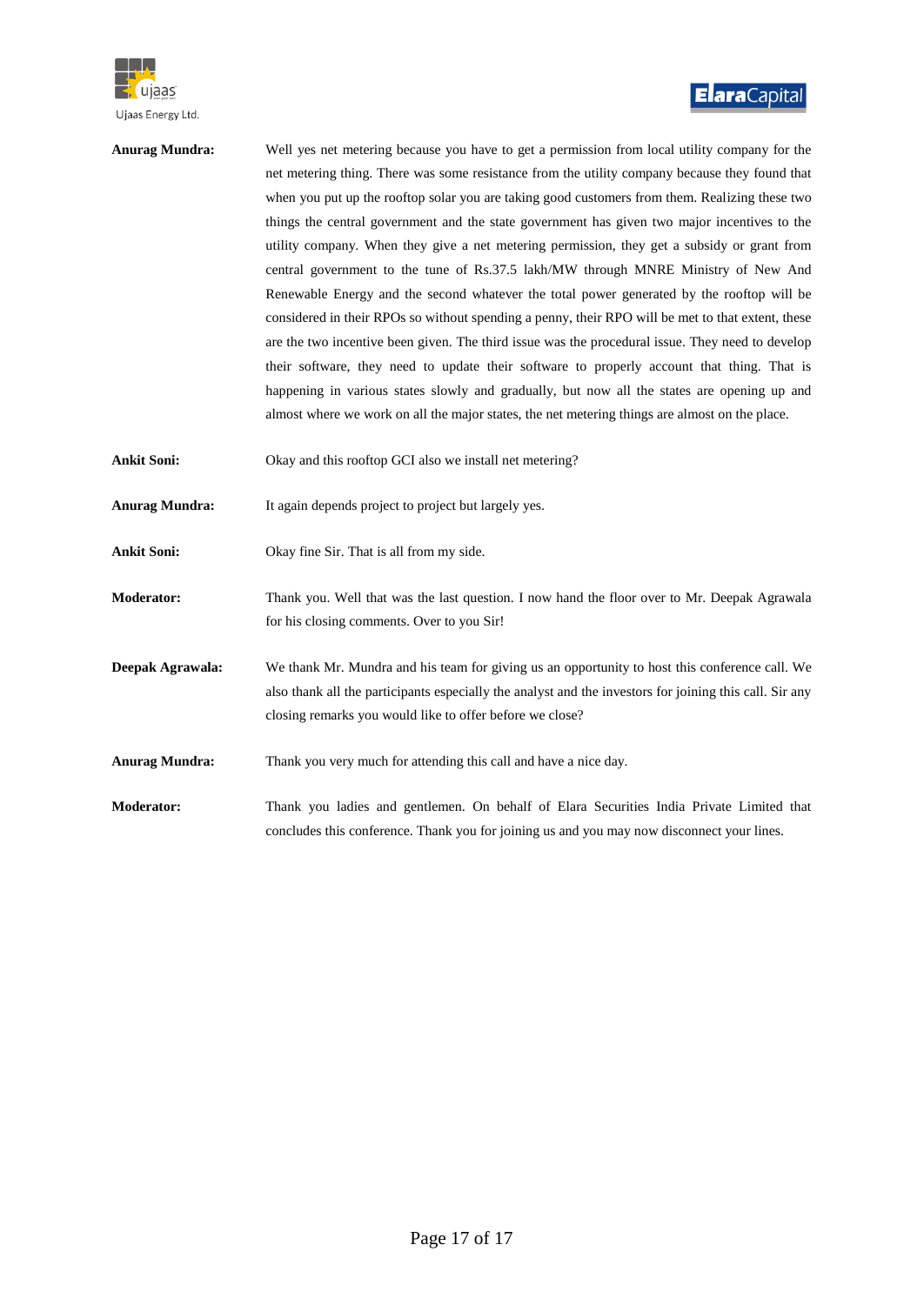**Anurag Mundra:** Well yes net metering because you have to get a permission from local utility company for the net metering thing. There was some resistance from the utility company because they found that when you put up the rooftop solar you are taking good customers from them. Realizing these two things the central government and the state government has given two major incentives to the utility company. When they give a net metering permission, they get a subsidy or grant from central government to the tune of Rs.37.5 lakh/MW through MNRE Ministry of New And Renewable Energy and the second whatever the total power generated by the rooftop will be considered in their RPOs so without spending a penny, their RPO will be met to that extent, these are the two incentive been given. The third issue was the procedural issue. They need to develop their software, they need to update their software to properly account that thing. That is happening in various states slowly and gradually, but now all the states are opening up and almost where we work on all the major states, the net metering things are almost on the place.

**Ankit Soni:** Okay and this rooftop GCI also we install net metering?

**Anurag Mundra:** It again depends project to project but largely yes.

**Ankit Soni:** Okay fine Sir. That is all from my side.

**Moderator:** Thank you. Well that was the last question. I now hand the floor over to Mr. Deepak Agrawala for his closing comments. Over to you Sir!

**Deepak Agrawala:** We thank Mr. Mundra and his team for giving us an opportunity to host this conference call. We also thank all the participants especially the analyst and the investors for joining this call. Sir any closing remarks you would like to offer before we close?

**Anurag Mundra:** Thank you very much for attending this call and have a nice day.

**Moderator:** Thank you ladies and gentlemen. On behalf of Elara Securities India Private Limited that concludes this conference. Thank you for joining us and you may now disconnect your lines.